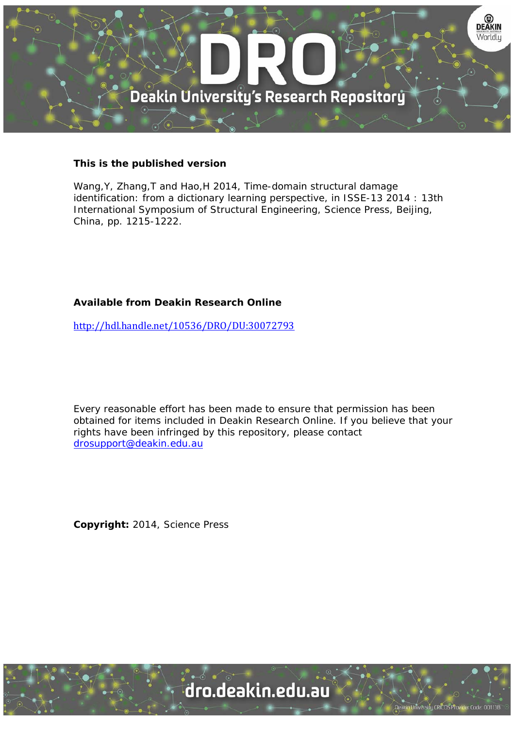**This is the published version**

Wang,Y, Zhang,T and Hao,H 2014, Time-domain structural damage identification: from a dictionary learning perspective, in ISSE-13 2014 : 13th International Symposium of Structural Engineering, Science Press, Beijing, China, pp. 1215-1222.

**Available from Deakin Research Online**

http://hdl.handle.net/10536/DRO/DU:30072793

Every reasonable effort has been made to ensure that permission has been obtained for items included in Deakin Research Online. If you believe that your rights have been infringed by this repository, please contact drosupport@deakin.edu.au

**Copyright:** 2014, Science Press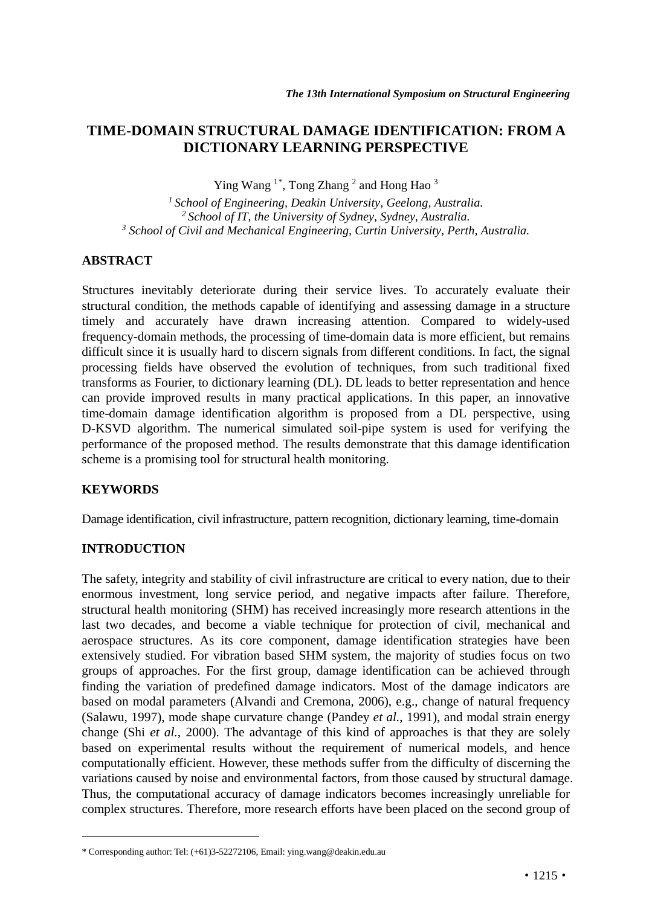# TIME-DOMAIN STRUCTURAL DAMAGE IDENTIFICATION: FROM A DICTIONARY LEARNING PERSPECTIVE

Ying Wang [1*], Tong Zhang [2] and Hong Hao [3]

[1] *School of Engineering, Deakin University, Geelong, Australia.*
[2] *School of IT, the University of Sydney, Sydney, Australia.*
[3] *School of Civil and Mechanical Engineering, Curtin University, Perth, Australia.*

## ABSTRACT

Structures inevitably deteriorate during their service lives. To accurately evaluate their structural condition, the methods capable of identifying and assessing damage in a structure timely and accurately have drawn increasing attention. Compared to widely-used frequency-domain methods, the processing of time-domain data is more efficient, but remains difficult since it is usually hard to discern signals from different conditions. In fact, the signal processing fields have observed the evolution of techniques, from such traditional fixed transforms as Fourier, to dictionary learning (DL). DL leads to better representation and hence can provide improved results in many practical applications. In this paper, an innovative time-domain damage identification algorithm is proposed from a DL perspective, using D-KSVD algorithm. The numerical simulated soil-pipe system is used for verifying the performance of the proposed method. The results demonstrate that this damage identification scheme is a promising tool for structural health monitoring.

## KEYWORDS

Damage identification, civil infrastructure, pattern recognition, dictionary learning, time-domain

## INTRODUCTION

The safety, integrity and stability of civil infrastructure are critical to every nation, due to their enormous investment, long service period, and negative impacts after failure. Therefore, structural health monitoring (SHM) has received increasingly more research attentions in the last two decades, and become a viable technique for protection of civil, mechanical and aerospace structures. As its core component, damage identification strategies have been extensively studied. For vibration based SHM system, the majority of studies focus on two groups of approaches. For the first group, damage identification can be achieved through finding the variation of predefined damage indicators. Most of the damage indicators are based on modal parameters (Alvandi and Cremona, 2006), e.g., change of natural frequency (Salawu, 1997), mode shape curvature change (Pandey *et al.*, 1991), and modal strain energy change (Shi *et al.*, 2000). The advantage of this kind of approaches is that they are solely based on experimental results without the requirement of numerical models, and hence computationally efficient. However, these methods suffer from the difficulty of discerning the variations caused by noise and environmental factors, from those caused by structural damage. Thus, the computational accuracy of damage indicators becomes increasingly unreliable for complex structures. Therefore, more research efforts have been placed on the second group of

\* Corresponding author: Tel: (+61)3-52272106, Email: ying.wang@deakin.edu.au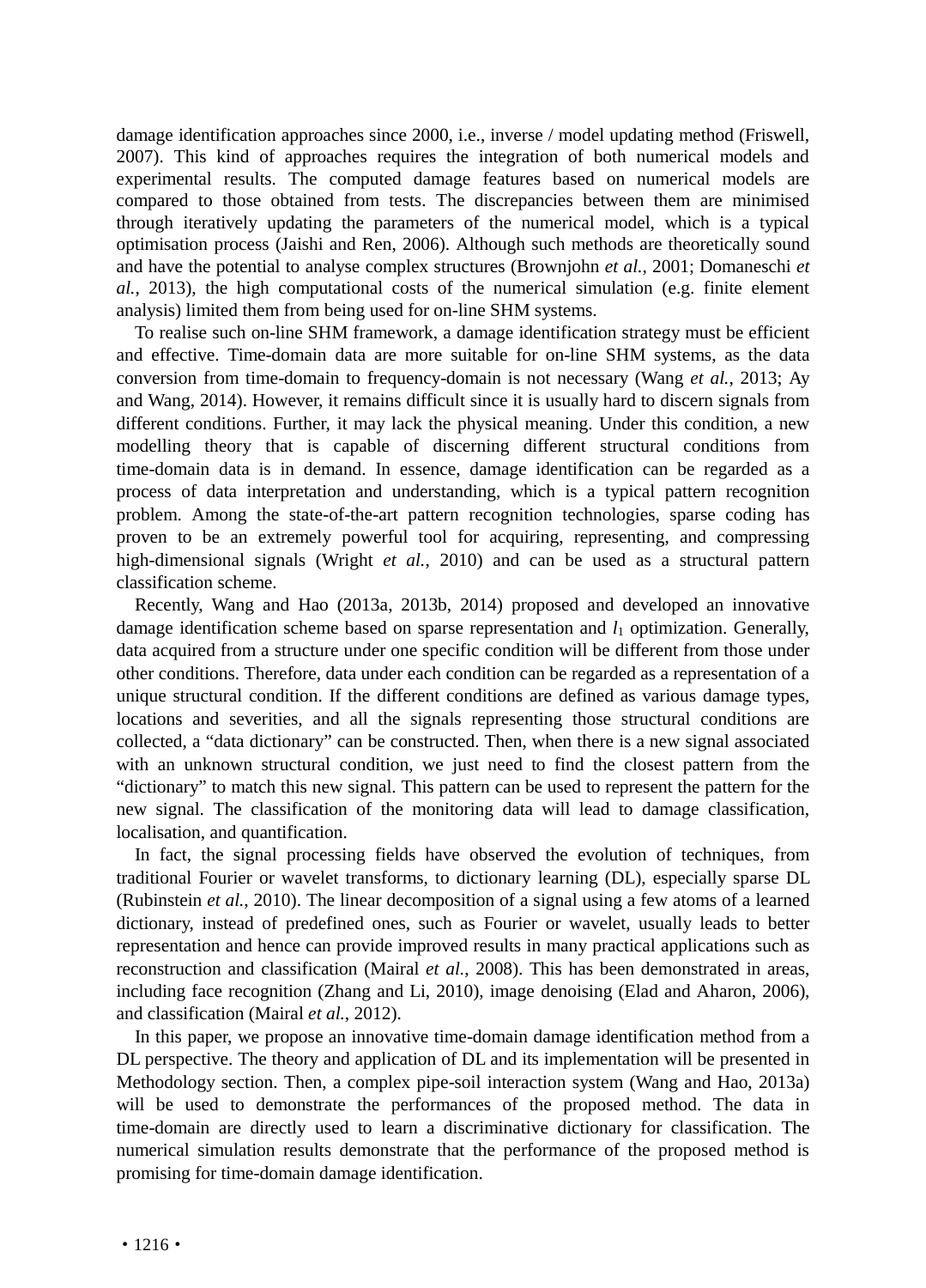damage identification approaches since 2000, i.e., inverse / model updating method (Friswell, 2007). This kind of approaches requires the integration of both numerical models and experimental results. The computed damage features based on numerical models are compared to those obtained from tests. The discrepancies between them are minimised through iteratively updating the parameters of the numerical model, which is a typical optimisation process (Jaishi and Ren, 2006). Although such methods are theoretically sound and have the potential to analyse complex structures (Brownjohn *et al.*, 2001; Domaneschi *et al.*, 2013), the high computational costs of the numerical simulation (e.g. finite element analysis) limited them from being used for on-line SHM systems.

To realise such on-line SHM framework, a damage identification strategy must be efficient and effective. Time-domain data are more suitable for on-line SHM systems, as the data conversion from time-domain to frequency-domain is not necessary (Wang *et al.*, 2013; Ay and Wang, 2014). However, it remains difficult since it is usually hard to discern signals from different conditions. Further, it may lack the physical meaning. Under this condition, a new modelling theory that is capable of discerning different structural conditions from time-domain data is in demand. In essence, damage identification can be regarded as a process of data interpretation and understanding, which is a typical pattern recognition problem. Among the state-of-the-art pattern recognition technologies, sparse coding has proven to be an extremely powerful tool for acquiring, representing, and compressing high-dimensional signals (Wright *et al.*, 2010) and can be used as a structural pattern classification scheme.

Recently, Wang and Hao (2013a, 2013b, 2014) proposed and developed an innovative damage identification scheme based on sparse representation and $l_1$ optimization. Generally, data acquired from a structure under one specific condition will be different from those under other conditions. Therefore, data under each condition can be regarded as a representation of a unique structural condition. If the different conditions are defined as various damage types, locations and severities, and all the signals representing those structural conditions are collected, a “data dictionary” can be constructed. Then, when there is a new signal associated with an unknown structural condition, we just need to find the closest pattern from the “dictionary” to match this new signal. This pattern can be used to represent the pattern for the new signal. The classification of the monitoring data will lead to damage classification, localisation, and quantification.

In fact, the signal processing fields have observed the evolution of techniques, from traditional Fourier or wavelet transforms, to dictionary learning (DL), especially sparse DL (Rubinstein *et al.*, 2010). The linear decomposition of a signal using a few atoms of a learned dictionary, instead of predefined ones, such as Fourier or wavelet, usually leads to better representation and hence can provide improved results in many practical applications such as reconstruction and classification (Mairal *et al.*, 2008). This has been demonstrated in areas, including face recognition (Zhang and Li, 2010), image denoising (Elad and Aharon, 2006), and classification (Mairal *et al.*, 2012).

In this paper, we propose an innovative time-domain damage identification method from a DL perspective. The theory and application of DL and its implementation will be presented in Methodology section. Then, a complex pipe-soil interaction system (Wang and Hao, 2013a) will be used to demonstrate the performances of the proposed method. The data in time-domain are directly used to learn a discriminative dictionary for classification. The numerical simulation results demonstrate that the performance of the proposed method is promising for time-domain damage identification.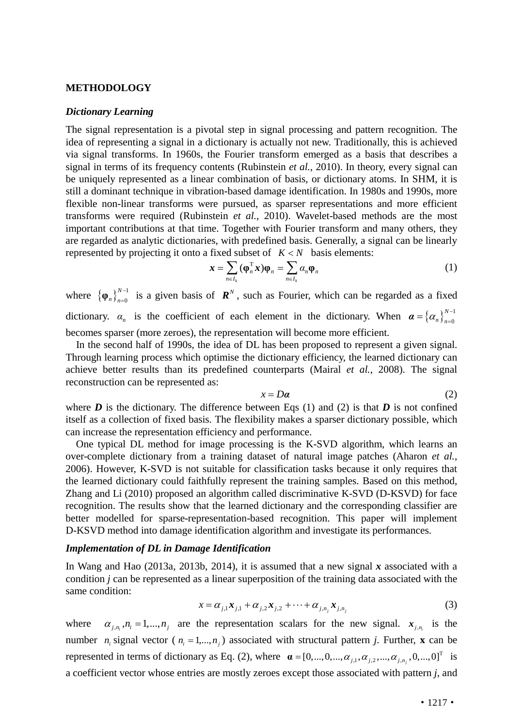## METHODOLOGY

### *Dictionary Learning*

The signal representation is a pivotal step in signal processing and pattern recognition. The idea of representing a signal in a dictionary is actually not new. Traditionally, this is achieved via signal transforms. In 1960s, the Fourier transform emerged as a basis that describes a signal in terms of its frequency contents (Rubinstein *et al.*, 2010). In theory, every signal can be uniquely represented as a linear combination of basis, or dictionary atoms. In SHM, it is still a dominant technique in vibration-based damage identification. In 1980s and 1990s, more flexible non-linear transforms were pursued, as sparser representations and more efficient transforms were required (Rubinstein *et al.*, 2010). Wavelet-based methods are the most important contributions at that time. Together with Fourier transform and many others, they are regarded as analytic dictionaries, with predefined basis. Generally, a signal can be linearly represented by projecting it onto a fixed subset of $K < N$ basis elements:

$$\boldsymbol{x} = \sum_{n \in I_k} (\boldsymbol{\varphi}_n^{\mathrm{T}} \boldsymbol{x}) \boldsymbol{\varphi}_n = \sum_{n \in I_k} \alpha_n \boldsymbol{\varphi}_n \tag{1}$$

where $\{\boldsymbol{\varphi}_n\}_{n=0}^{N-1}$ is a given basis of $\boldsymbol{R}^N$, such as Fourier, which can be regarded as a fixed dictionary. $\alpha_n$ is the coefficient of each element in the dictionary. When $\boldsymbol{\alpha} = \{\alpha_n\}_{n=0}^{N-1}$ becomes sparser (more zeroes), the representation will become more efficient.

In the second half of 1990s, the idea of DL has been proposed to represent a given signal. Through learning process which optimise the dictionary efficiency, the learned dictionary can achieve better results than its predefined counterparts (Mairal *et al.*, 2008). The signal reconstruction can be represented as:

$$x = D\boldsymbol{\alpha} \tag{2}$$

where $\boldsymbol{D}$ is the dictionary. The difference between Eqs (1) and (2) is that $\boldsymbol{D}$ is not confined itself as a collection of fixed basis. The flexibility makes a sparser dictionary possible, which can increase the representation efficiency and performance.

One typical DL method for image processing is the K-SVD algorithm, which learns an over-complete dictionary from a training dataset of natural image patches (Aharon *et al.*, 2006). However, K-SVD is not suitable for classification tasks because it only requires that the learned dictionary could faithfully represent the training samples. Based on this method, Zhang and Li (2010) proposed an algorithm called discriminative K-SVD (D-KSVD) for face recognition. The results show that the learned dictionary and the corresponding classifier are better modelled for sparse-representation-based recognition. This paper will implement D-KSVD method into damage identification algorithm and investigate its performances.

### *Implementation of DL in Damage Identification*

In Wang and Hao (2013a, 2013b, 2014), it is assumed that a new signal $\boldsymbol{x}$ associated with a condition *j* can be represented as a linear superposition of the training data associated with the same condition:

$$x = \alpha_{j,1}\boldsymbol{x}_{j,1} + \alpha_{j,2}\boldsymbol{x}_{j,2} + \cdots + \alpha_{j,n_j}\boldsymbol{x}_{j,n_j} \tag{3}$$

where $\alpha_{j,n_i}, n_i = 1,...,n_j$ are the representation scalars for the new signal. $\boldsymbol{x}_{j,n_i}$ is the number $n_i$ signal vector ($n_i = 1,...,n_j$) associated with structural pattern *j*. Further, **x** can be represented in terms of dictionary as Eq. (2), where $\boldsymbol{\alpha} = [0,...,0,...,\alpha_{j,1},\alpha_{j,2},...,\alpha_{j,n_j},0,...,0]^{\mathrm{T}}$ is a coefficient vector whose entries are mostly zeroes except those associated with pattern *j*, and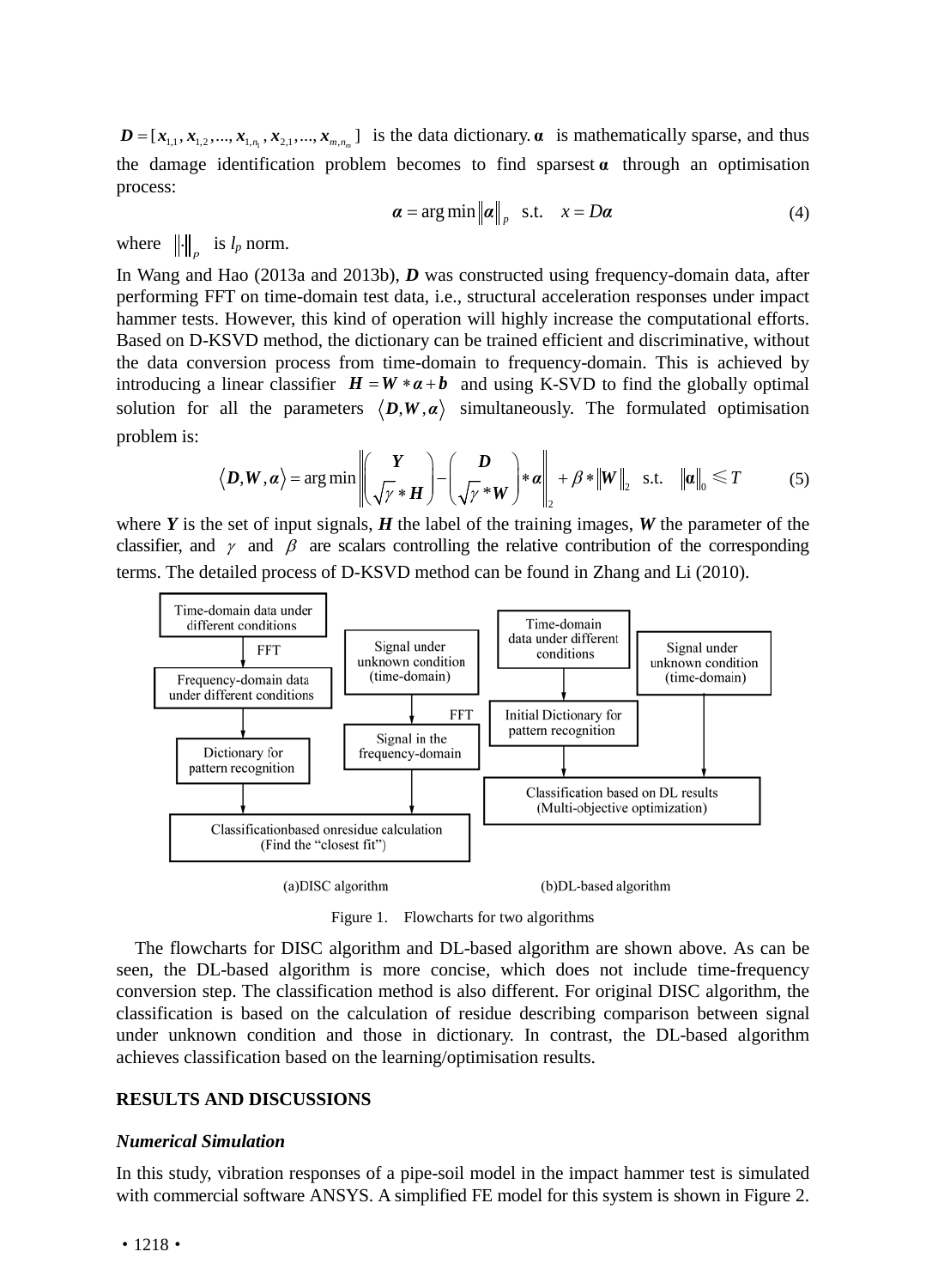$\boldsymbol{D} = [\boldsymbol{x}_{1,1}, \boldsymbol{x}_{1,2}, ..., \boldsymbol{x}_{1,n_1}, \boldsymbol{x}_{2,1}, ..., \boldsymbol{x}_{m,n_m}]$ is the data dictionary. $\boldsymbol{\alpha}$ is mathematically sparse, and thus the damage identification problem becomes to find sparsest $\boldsymbol{\alpha}$ through an optimisation process:

$$\boldsymbol{\alpha} = \arg\min \|\boldsymbol{\alpha}\|_p \quad \text{s.t.} \quad x = D\boldsymbol{\alpha} \tag{4}$$

where $\|\cdot\|_p$ is $l_p$ norm.

In Wang and Hao (2013a and 2013b), $\boldsymbol{D}$ was constructed using frequency-domain data, after performing FFT on time-domain test data, i.e., structural acceleration responses under impact hammer tests. However, this kind of operation will highly increase the computational efforts. Based on D-KSVD method, the dictionary can be trained efficient and discriminative, without the data conversion process from time-domain to frequency-domain. This is achieved by introducing a linear classifier $\boldsymbol{H} = \boldsymbol{W} * \boldsymbol{\alpha} + \boldsymbol{b}$ and using K-SVD to find the globally optimal solution for all the parameters $\langle \boldsymbol{D}, \boldsymbol{W}, \boldsymbol{\alpha} \rangle$ simultaneously. The formulated optimisation problem is:

$$\langle \boldsymbol{D}, \boldsymbol{W}, \boldsymbol{\alpha} \rangle = \arg\min \left\| \begin{pmatrix} \boldsymbol{Y} \\ \sqrt{\gamma} * \boldsymbol{H} \end{pmatrix} - \begin{pmatrix} \boldsymbol{D} \\ \sqrt{\gamma} * \boldsymbol{W} \end{pmatrix} * \boldsymbol{\alpha} \right\|_2 + \beta * \|\boldsymbol{W}\|_2 \quad \text{s.t.} \quad \|\boldsymbol{\alpha}\|_0 \leqslant T \tag{5}$$

where $\boldsymbol{Y}$ is the set of input signals, $\boldsymbol{H}$ the label of the training images, $\boldsymbol{W}$ the parameter of the classifier, and $\gamma$ and $\beta$ are scalars controlling the relative contribution of the corresponding terms. The detailed process of D-KSVD method can be found in Zhang and Li (2010).

(a)DISC algorithm: Time-domain data under different conditions → FFT → Frequency-domain data under different conditions → Dictionary for pattern recognition → Classificationbased onresidue calculation (Find the "closest fit"); Signal under unknown condition (time-domain) → FFT → Signal in the frequency-domain → Classificationbased onresidue calculation (Find the "closest fit")

(b)DL-based algorithm: Time-domain data under different conditions → Initial Dictionary for pattern recognition → Classification based on DL results (Multi-objective optimization); Signal under unknown condition (time-domain) → Classification based on DL results (Multi-objective optimization)

Figure 1. Flowcharts for two algorithms

The flowcharts for DISC algorithm and DL-based algorithm are shown above. As can be seen, the DL-based algorithm is more concise, which does not include time-frequency conversion step. The classification method is also different. For original DISC algorithm, the classification is based on the calculation of residue describing comparison between signal under unknown condition and those in dictionary. In contrast, the DL-based algorithm achieves classification based on the learning/optimisation results.

## RESULTS AND DISCUSSIONS

### *Numerical Simulation*

In this study, vibration responses of a pipe-soil model in the impact hammer test is simulated with commercial software ANSYS. A simplified FE model for this system is shown in Figure 2.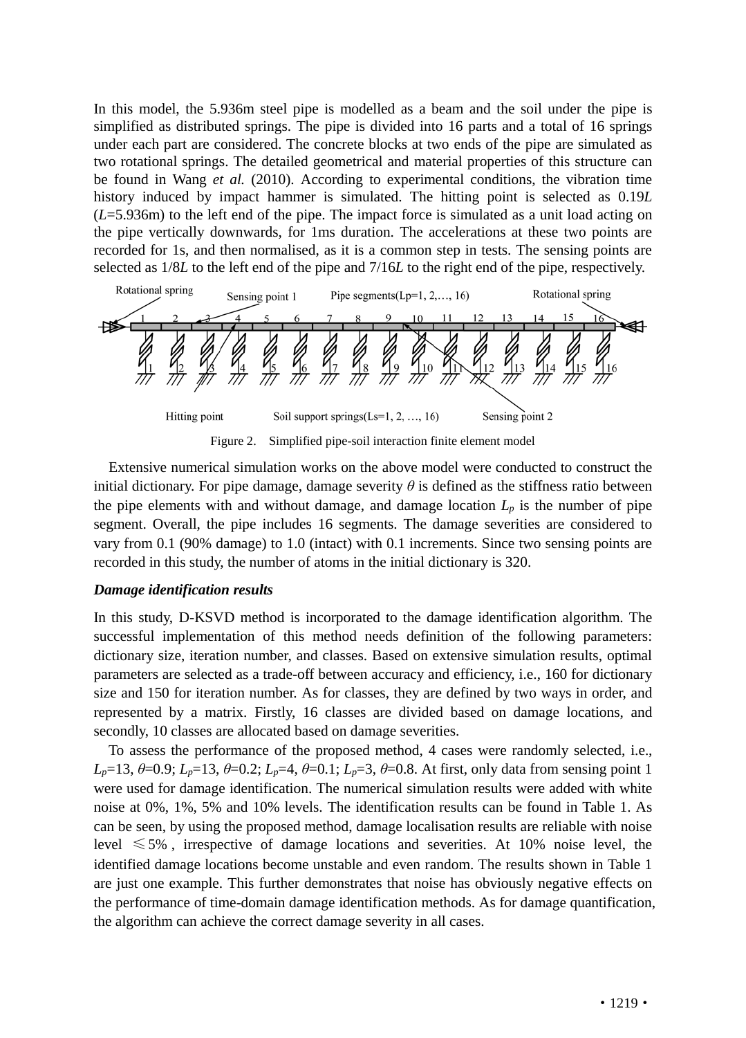In this model, the 5.936m steel pipe is modelled as a beam and the soil under the pipe is simplified as distributed springs. The pipe is divided into 16 parts and a total of 16 springs under each part are considered. The concrete blocks at two ends of the pipe are simulated as two rotational springs. The detailed geometrical and material properties of this structure can be found in Wang *et al.* (2010). According to experimental conditions, the vibration time history induced by impact hammer is simulated. The hitting point is selected as 0.19$L$ ($L$=5.936m) to the left end of the pipe. The impact force is simulated as a unit load acting on the pipe vertically downwards, for 1ms duration. The accelerations at these two points are recorded for 1s, and then normalised, as it is a common step in tests. The sensing points are selected as 1/8$L$ to the left end of the pipe and 7/16$L$ to the right end of the pipe, respectively.

Figure 2. Simplified pipe-soil interaction finite element model

Extensive numerical simulation works on the above model were conducted to construct the initial dictionary. For pipe damage, damage severity $\theta$ is defined as the stiffness ratio between the pipe elements with and without damage, and damage location $L_p$ is the number of pipe segment. Overall, the pipe includes 16 segments. The damage severities are considered to vary from 0.1 (90% damage) to 1.0 (intact) with 0.1 increments. Since two sensing points are recorded in this study, the number of atoms in the initial dictionary is 320.

### *Damage identification results*

In this study, D-KSVD method is incorporated to the damage identification algorithm. The successful implementation of this method needs definition of the following parameters: dictionary size, iteration number, and classes. Based on extensive simulation results, optimal parameters are selected as a trade-off between accuracy and efficiency, i.e., 160 for dictionary size and 150 for iteration number. As for classes, they are defined by two ways in order, and represented by a matrix. Firstly, 16 classes are divided based on damage locations, and secondly, 10 classes are allocated based on damage severities.

To assess the performance of the proposed method, 4 cases were randomly selected, i.e., $L_p$=13, $\theta$=0.9; $L_p$=13, $\theta$=0.2; $L_p$=4, $\theta$=0.1; $L_p$=3, $\theta$=0.8. At first, only data from sensing point 1 were used for damage identification. The numerical simulation results were added with white noise at 0%, 1%, 5% and 10% levels. The identification results can be found in Table 1. As can be seen, by using the proposed method, damage localisation results are reliable with noise level $\leqslant$5%, irrespective of damage locations and severities. At 10% noise level, the identified damage locations become unstable and even random. The results shown in Table 1 are just one example. This further demonstrates that noise has obviously negative effects on the performance of time-domain damage identification methods. As for damage quantification, the algorithm can achieve the correct damage severity in all cases.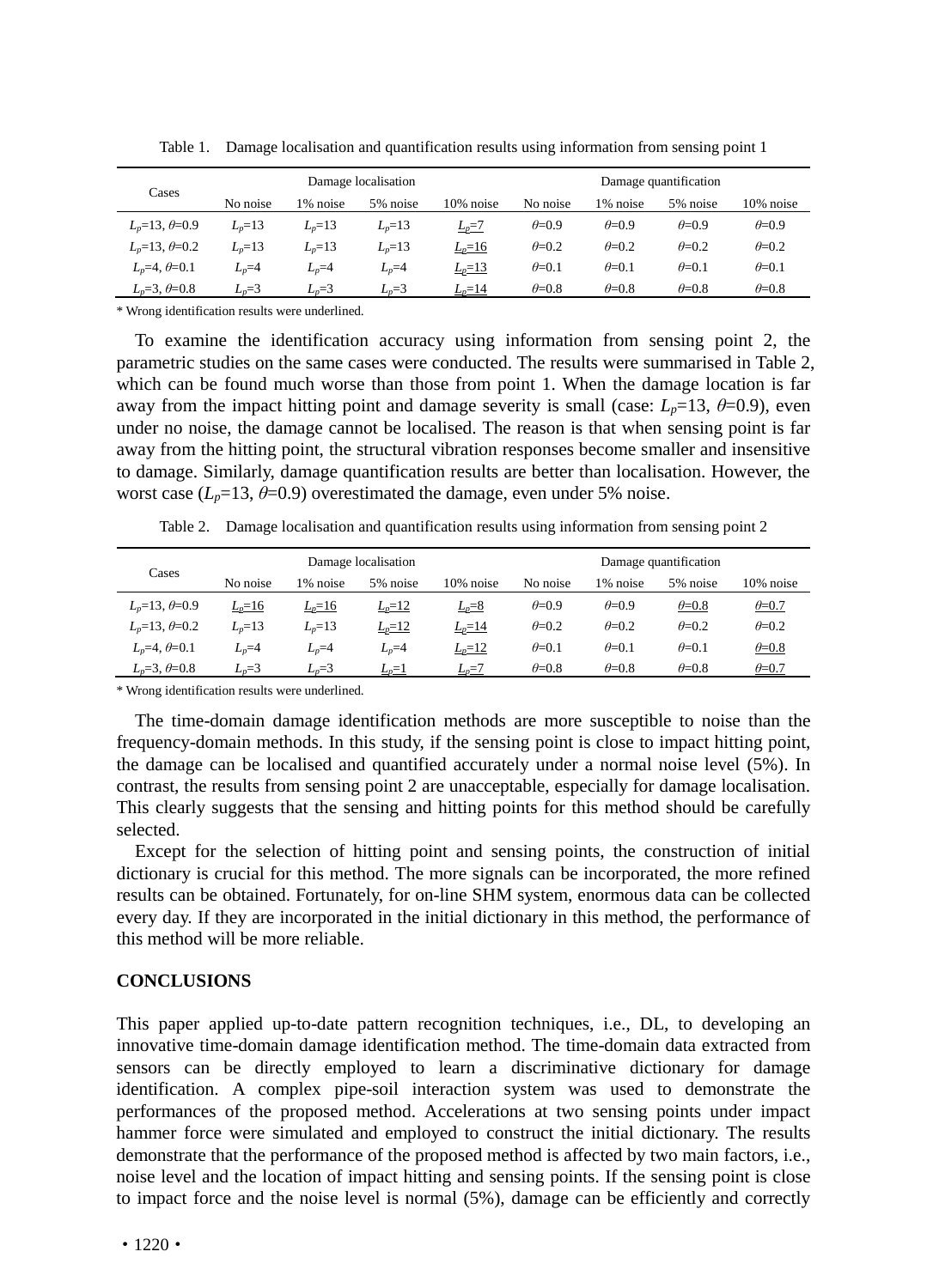Table 1. Damage localisation and quantification results using information from sensing point 1

| Cases | Damage localisation | | | | Damage quantification | | | |
|---|---|---|---|---|---|---|---|---|
| | No noise | 1% noise | 5% noise | 10% noise | No noise | 1% noise | 5% noise | 10% noise |
| $L_p$=13, $\theta$=0.9 | $L_p$=13 | $L_p$=13 | $L_p$=13 | <u>$L_p$=7</u> | $\theta$=0.9 | $\theta$=0.9 | $\theta$=0.9 | $\theta$=0.9 |
| $L_p$=13, $\theta$=0.2 | $L_p$=13 | $L_p$=13 | $L_p$=13 | <u>$L_p$=16</u> | $\theta$=0.2 | $\theta$=0.2 | $\theta$=0.2 | $\theta$=0.2 |
| $L_p$=4, $\theta$=0.1 | $L_p$=4 | $L_p$=4 | $L_p$=4 | <u>$L_p$=13</u> | $\theta$=0.1 | $\theta$=0.1 | $\theta$=0.1 | $\theta$=0.1 |
| $L_p$=3, $\theta$=0.8 | $L_p$=3 | $L_p$=3 | $L_p$=3 | <u>$L_p$=14</u> | $\theta$=0.8 | $\theta$=0.8 | $\theta$=0.8 | $\theta$=0.8 |

* Wrong identification results were underlined.

To examine the identification accuracy using information from sensing point 2, the parametric studies on the same cases were conducted. The results were summarised in Table 2, which can be found much worse than those from point 1. When the damage location is far away from the impact hitting point and damage severity is small (case: $L_p$=13, $\theta$=0.9), even under no noise, the damage cannot be localised. The reason is that when sensing point is far away from the hitting point, the structural vibration responses become smaller and insensitive to damage. Similarly, damage quantification results are better than localisation. However, the worst case ($L_p$=13, $\theta$=0.9) overestimated the damage, even under 5% noise.

Table 2. Damage localisation and quantification results using information from sensing point 2

| Cases | Damage localisation | | | | Damage quantification | | | |
|---|---|---|---|---|---|---|---|---|
| | No noise | 1% noise | 5% noise | 10% noise | No noise | 1% noise | 5% noise | 10% noise |
| $L_p$=13, $\theta$=0.9 | <u>$L_p$=16</u> | <u>$L_p$=16</u> | <u>$L_p$=12</u> | <u>$L_p$=8</u> | $\theta$=0.9 | $\theta$=0.9 | <u>$\theta$=0.8</u> | <u>$\theta$=0.7</u> |
| $L_p$=13, $\theta$=0.2 | $L_p$=13 | $L_p$=13 | <u>$L_p$=12</u> | <u>$L_p$=14</u> | $\theta$=0.2 | $\theta$=0.2 | $\theta$=0.2 | $\theta$=0.2 |
| $L_p$=4, $\theta$=0.1 | $L_p$=4 | $L_p$=4 | $L_p$=4 | <u>$L_p$=12</u> | $\theta$=0.1 | $\theta$=0.1 | $\theta$=0.1 | <u>$\theta$=0.8</u> |
| $L_p$=3, $\theta$=0.8 | $L_p$=3 | $L_p$=3 | <u>$L_p$=1</u> | <u>$L_p$=7</u> | $\theta$=0.8 | $\theta$=0.8 | $\theta$=0.8 | <u>$\theta$=0.7</u> |

* Wrong identification results were underlined.

The time-domain damage identification methods are more susceptible to noise than the frequency-domain methods. In this study, if the sensing point is close to impact hitting point, the damage can be localised and quantified accurately under a normal noise level (5%). In contrast, the results from sensing point 2 are unacceptable, especially for damage localisation. This clearly suggests that the sensing and hitting points for this method should be carefully selected.

Except for the selection of hitting point and sensing points, the construction of initial dictionary is crucial for this method. The more signals can be incorporated, the more refined results can be obtained. Fortunately, for on-line SHM system, enormous data can be collected every day. If they are incorporated in the initial dictionary in this method, the performance of this method will be more reliable.

## CONCLUSIONS

This paper applied up-to-date pattern recognition techniques, i.e., DL, to developing an innovative time-domain damage identification method. The time-domain data extracted from sensors can be directly employed to learn a discriminative dictionary for damage identification. A complex pipe-soil interaction system was used to demonstrate the performances of the proposed method. Accelerations at two sensing points under impact hammer force were simulated and employed to construct the initial dictionary. The results demonstrate that the performance of the proposed method is affected by two main factors, i.e., noise level and the location of impact hitting and sensing points. If the sensing point is close to impact force and the noise level is normal (5%), damage can be efficiently and correctly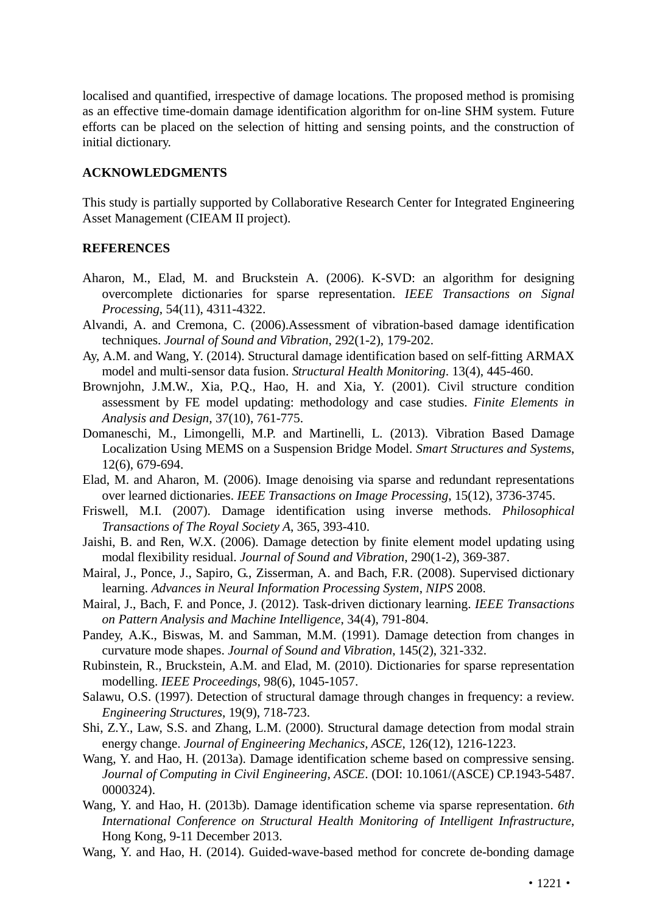localised and quantified, irrespective of damage locations. The proposed method is promising as an effective time-domain damage identification algorithm for on-line SHM system. Future efforts can be placed on the selection of hitting and sensing points, and the construction of initial dictionary.

## ACKNOWLEDGMENTS

This study is partially supported by Collaborative Research Center for Integrated Engineering Asset Management (CIEAM II project).

## REFERENCES

Aharon, M., Elad, M. and Bruckstein A. (2006). K-SVD: an algorithm for designing overcomplete dictionaries for sparse representation. *IEEE Transactions on Signal Processing*, 54(11), 4311-4322.

Alvandi, A. and Cremona, C. (2006).Assessment of vibration-based damage identification techniques. *Journal of Sound and Vibration*, 292(1-2), 179-202.

Ay, A.M. and Wang, Y. (2014). Structural damage identification based on self-fitting ARMAX model and multi-sensor data fusion. *Structural Health Monitoring*. 13(4), 445-460.

Brownjohn, J.M.W., Xia, P.Q., Hao, H. and Xia, Y. (2001). Civil structure condition assessment by FE model updating: methodology and case studies. *Finite Elements in Analysis and Design*, 37(10), 761-775.

Domaneschi, M., Limongelli, M.P. and Martinelli, L. (2013). Vibration Based Damage Localization Using MEMS on a Suspension Bridge Model. *Smart Structures and Systems*, 12(6), 679-694.

Elad, M. and Aharon, M. (2006). Image denoising via sparse and redundant representations over learned dictionaries. *IEEE Transactions on Image Processing*, 15(12), 3736-3745.

Friswell, M.I. (2007). Damage identification using inverse methods. *Philosophical Transactions of The Royal Society A*, 365, 393-410.

Jaishi, B. and Ren, W.X. (2006). Damage detection by finite element model updating using modal flexibility residual. *Journal of Sound and Vibration*, 290(1-2), 369-387.

Mairal, J., Ponce, J., Sapiro, G., Zisserman, A. and Bach, F.R. (2008). Supervised dictionary learning. *Advances in Neural Information Processing System*, *NIPS* 2008.

Mairal, J., Bach, F. and Ponce, J. (2012). Task-driven dictionary learning. *IEEE Transactions on Pattern Analysis and Machine Intelligence*, 34(4), 791-804.

Pandey, A.K., Biswas, M. and Samman, M.M. (1991). Damage detection from changes in curvature mode shapes. *Journal of Sound and Vibration*, 145(2), 321-332.

Rubinstein, R., Bruckstein, A.M. and Elad, M. (2010). Dictionaries for sparse representation modelling. *IEEE Proceedings*, 98(6), 1045-1057.

Salawu, O.S. (1997). Detection of structural damage through changes in frequency: a review. *Engineering Structures*, 19(9), 718-723.

Shi, Z.Y., Law, S.S. and Zhang, L.M. (2000). Structural damage detection from modal strain energy change. *Journal of Engineering Mechanics, ASCE*, 126(12), 1216-1223.

Wang, Y. and Hao, H. (2013a). Damage identification scheme based on compressive sensing. *Journal of Computing in Civil Engineering, ASCE*. (DOI: 10.1061/(ASCE) CP.1943-5487. 0000324).

Wang, Y. and Hao, H. (2013b). Damage identification scheme via sparse representation. *6th International Conference on Structural Health Monitoring of Intelligent Infrastructure*, Hong Kong, 9-11 December 2013.

Wang, Y. and Hao, H. (2014). Guided-wave-based method for concrete de-bonding damage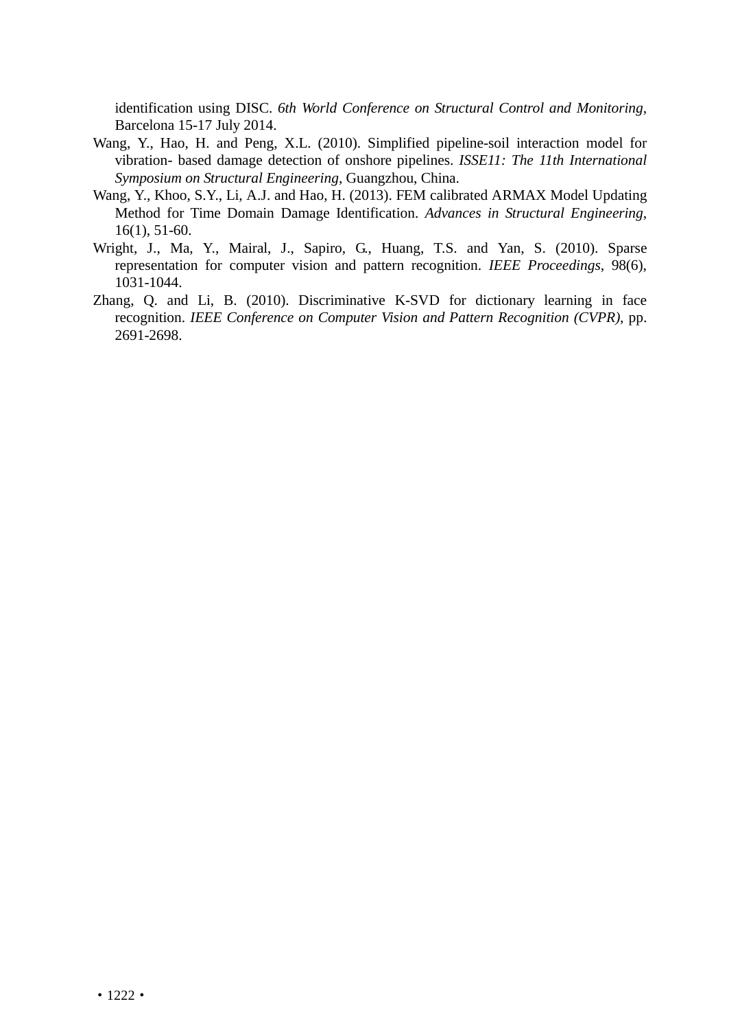identification using DISC. *6th World Conference on Structural Control and Monitoring*, Barcelona 15-17 July 2014.

Wang, Y., Hao, H. and Peng, X.L. (2010). Simplified pipeline-soil interaction model for vibration- based damage detection of onshore pipelines. *ISSE11: The 11th International Symposium on Structural Engineering*, Guangzhou, China.

Wang, Y., Khoo, S.Y., Li, A.J. and Hao, H. (2013). FEM calibrated ARMAX Model Updating Method for Time Domain Damage Identification. *Advances in Structural Engineering*, 16(1), 51-60.

Wright, J., Ma, Y., Mairal, J., Sapiro, G., Huang, T.S. and Yan, S. (2010). Sparse representation for computer vision and pattern recognition. *IEEE Proceedings*, 98(6), 1031-1044.

Zhang, Q. and Li, B. (2010). Discriminative K-SVD for dictionary learning in face recognition. *IEEE Conference on Computer Vision and Pattern Recognition (CVPR)*, pp. 2691-2698.